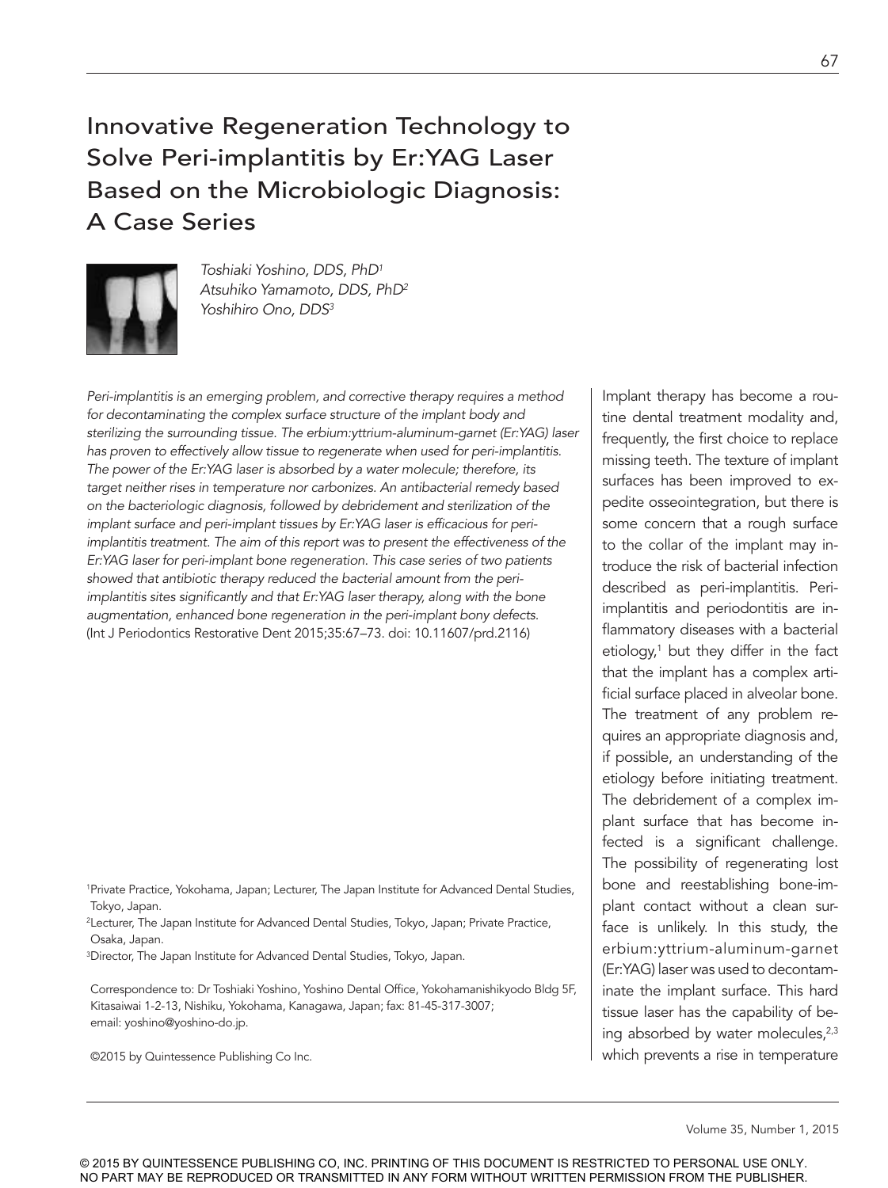# Innovative Regeneration Technology to Solve Peri-implantitis by Er:YAG Laser Based on the Microbiologic Diagnosis: A Case Series

*Toshiaki Yoshino, DDS, PhD[1]*
*Atsuhiko Yamamoto, DDS, PhD[2]*
*Yoshihiro Ono, DDS[3]*

*Peri-implantitis is an emerging problem, and corrective therapy requires a method for decontaminating the complex surface structure of the implant body and sterilizing the surrounding tissue. The erbium:yttrium-aluminum-garnet (Er:YAG) laser has proven to effectively allow tissue to regenerate when used for peri-implantitis. The power of the Er:YAG laser is absorbed by a water molecule; therefore, its target neither rises in temperature nor carbonizes. An antibacterial remedy based on the bacteriologic diagnosis, followed by debridement and sterilization of the implant surface and peri-implant tissues by Er:YAG laser is efficacious for peri-implantitis treatment. The aim of this report was to present the effectiveness of the Er:YAG laser for peri-implant bone regeneration. This case series of two patients showed that antibiotic therapy reduced the bacterial amount from the peri-implantitis sites significantly and that Er:YAG laser therapy, along with the bone augmentation, enhanced bone regeneration in the peri-implant bony defects.*
(Int J Periodontics Restorative Dent 2015;35:67–73. doi: 10.11607/prd.2116)

[1]Private Practice, Yokohama, Japan; Lecturer, The Japan Institute for Advanced Dental Studies, Tokyo, Japan.
[2]Lecturer, The Japan Institute for Advanced Dental Studies, Tokyo, Japan; Private Practice, Osaka, Japan.
[3]Director, The Japan Institute for Advanced Dental Studies, Tokyo, Japan.

Correspondence to: Dr Toshiaki Yoshino, Yoshino Dental Office, Yokohamanishikyodo Bldg 5F, Kitasaiwai 1-2-13, Nishiku, Yokohama, Kanagawa, Japan; fax: 81-45-317-3007; email: yoshino@yoshino-do.jp.

©2015 by Quintessence Publishing Co Inc.

Implant therapy has become a routine dental treatment modality and, frequently, the first choice to replace missing teeth. The texture of implant surfaces has been improved to expedite osseointegration, but there is some concern that a rough surface to the collar of the implant may introduce the risk of bacterial infection described as peri-implantitis. Peri-implantitis and periodontitis are inflammatory diseases with a bacterial etiology,[1] but they differ in the fact that the implant has a complex artificial surface placed in alveolar bone. The treatment of any problem requires an appropriate diagnosis and, if possible, an understanding of the etiology before initiating treatment. The debridement of a complex implant surface that has become infected is a significant challenge. The possibility of regenerating lost bone and reestablishing bone-implant contact without a clean surface is unlikely. In this study, the erbium:yttrium-aluminum-garnet (Er:YAG) laser was used to decontaminate the implant surface. This hard tissue laser has the capability of being absorbed by water molecules,[2,3] which prevents a rise in temperature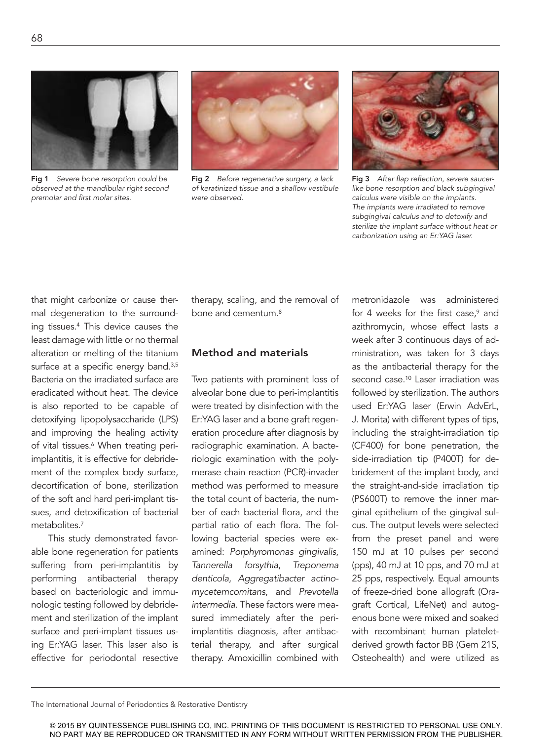Fig 1 Severe bone resorption could be observed at the mandibular right second premolar and first molar sites.

Fig 2 Before regenerative surgery, a lack of keratinized tissue and a shallow vestibule were observed.

Fig 3 After flap reflection, severe saucer-like bone resorption and black subgingival calculus were visible on the implants. The implants were irradiated to remove subgingival calculus and to detoxify and sterilize the implant surface without heat or carbonization using an Er:YAG laser.

that might carbonize or cause thermal degeneration to the surrounding tissues.[4] This device causes the least damage with little or no thermal alteration or melting of the titanium surface at a specific energy band.[3,5] Bacteria on the irradiated surface are eradicated without heat. The device is also reported to be capable of detoxifying lipopolysaccharide (LPS) and improving the healing activity of vital tissues.[6] When treating peri-implantitis, it is effective for debridement of the complex body surface, decortification of bone, sterilization of the soft and hard peri-implant tissues, and detoxification of bacterial metabolites.[7]

This study demonstrated favorable bone regeneration for patients suffering from peri-implantitis by performing antibacterial therapy based on bacteriologic and immunologic testing followed by debridement and sterilization of the implant surface and peri-implant tissues using Er:YAG laser. This laser also is effective for periodontal resective therapy, scaling, and the removal of bone and cementum.[8]

## Method and materials

Two patients with prominent loss of alveolar bone due to peri-implantitis were treated by disinfection with the Er:YAG laser and a bone graft regeneration procedure after diagnosis by radiographic examination. A bacteriologic examination with the polymerase chain reaction (PCR)-invader method was performed to measure the total count of bacteria, the number of each bacterial flora, and the partial ratio of each flora. The following bacterial species were examined: *Porphyromonas gingivalis*, *Tannerella forsythia*, *Treponema denticola*, *Aggregatibacter actinomycetemcomitans*, and *Prevotella intermedia*. These factors were measured immediately after the peri-implantitis diagnosis, after antibacterial therapy, and after surgical therapy. Amoxicillin combined with metronidazole was administered for 4 weeks for the first case,[9] and azithromycin, whose effect lasts a week after 3 continuous days of administration, was taken for 3 days as the antibacterial therapy for the second case.[10] Laser irradiation was followed by sterilization. The authors used Er:YAG laser (Erwin AdvErL, J. Morita) with different types of tips, including the straight-irradiation tip (CF400) for bone penetration, the side-irradiation tip (P400T) for debridement of the implant body, and the straight-and-side irradiation tip (PS600T) to remove the inner marginal epithelium of the gingival sulcus. The output levels were selected from the preset panel and were 150 mJ at 10 pulses per second (pps), 40 mJ at 10 pps, and 70 mJ at 25 pps, respectively. Equal amounts of freeze-dried bone allograft (Oragraft Cortical, LifeNet) and autogenous bone were mixed and soaked with recombinant human platelet-derived growth factor BB (Gem 21S, Osteohealth) and were utilized as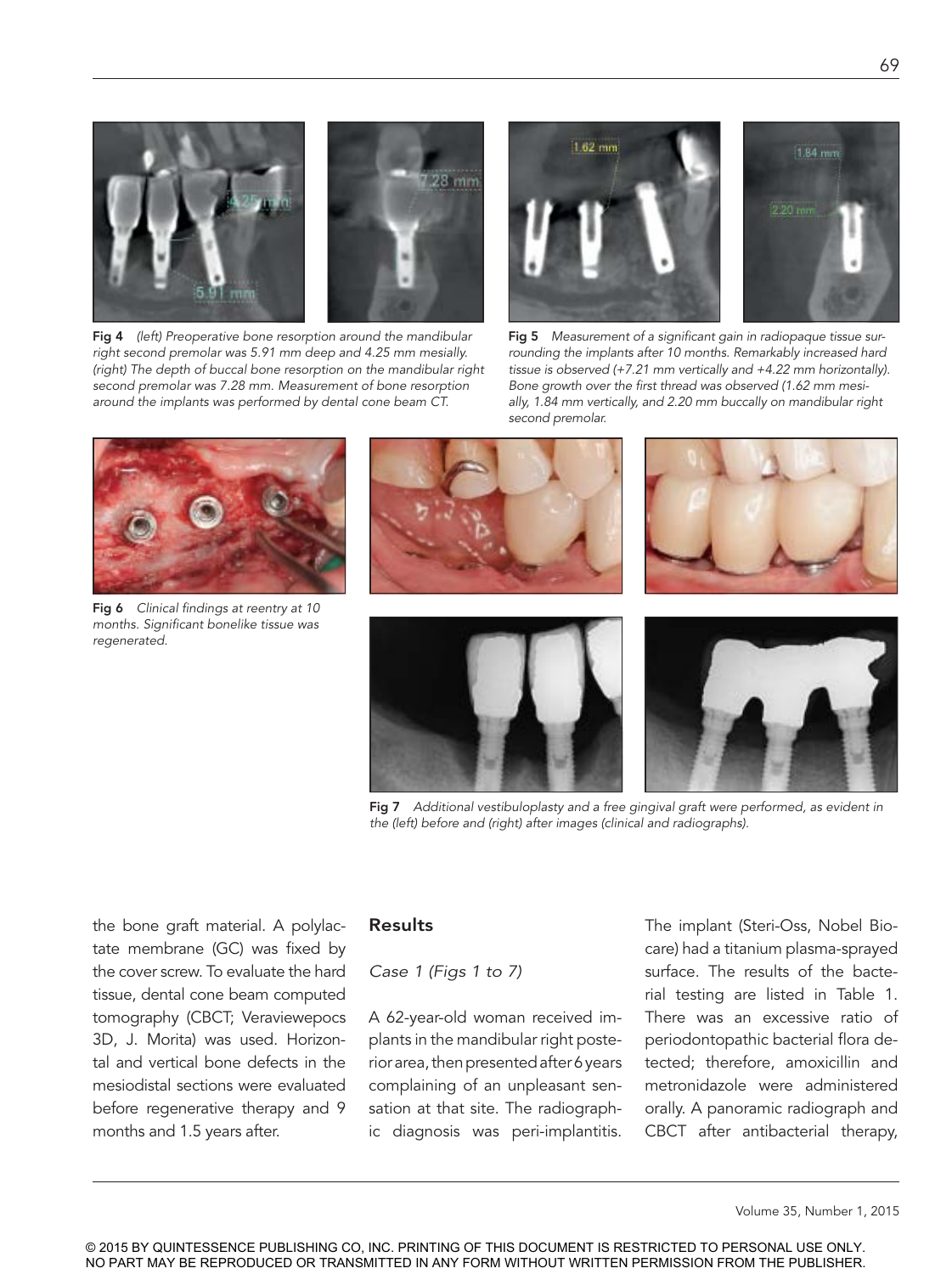Fig 4 (left) Preoperative bone resorption around the mandibular right second premolar was 5.91 mm deep and 4.25 mm mesially. (right) The depth of buccal bone resorption on the mandibular right second premolar was 7.28 mm. Measurement of bone resorption around the implants was performed by dental cone beam CT.

Fig 5 Measurement of a significant gain in radiopaque tissue surrounding the implants after 10 months. Remarkably increased hard tissue is observed (+7.21 mm vertically and +4.22 mm horizontally). Bone growth over the first thread was observed (1.62 mm mesially, 1.84 mm vertically, and 2.20 mm buccally on mandibular right second premolar.

Fig 6 Clinical findings at reentry at 10 months. Significant bonelike tissue was regenerated.

Fig 7 Additional vestibuloplasty and a free gingival graft were performed, as evident in the (left) before and (right) after images (clinical and radiographs).

the bone graft material. A polylactate membrane (GC) was fixed by the cover screw. To evaluate the hard tissue, dental cone beam computed tomography (CBCT; Veraviewepocs 3D, J. Morita) was used. Horizontal and vertical bone defects in the mesiodistal sections were evaluated before regenerative therapy and 9 months and 1.5 years after.

## Results

*Case 1 (Figs 1 to 7)*

A 62-year-old woman received implants in the mandibular right posterior area, then presented after 6 years complaining of an unpleasant sensation at that site. The radiographic diagnosis was peri-implantitis. The implant (Steri-Oss, Nobel Biocare) had a titanium plasma-sprayed surface. The results of the bacterial testing are listed in Table 1. There was an excessive ratio of periodontopathic bacterial flora detected; therefore, amoxicillin and metronidazole were administered orally. A panoramic radiograph and CBCT after antibacterial therapy,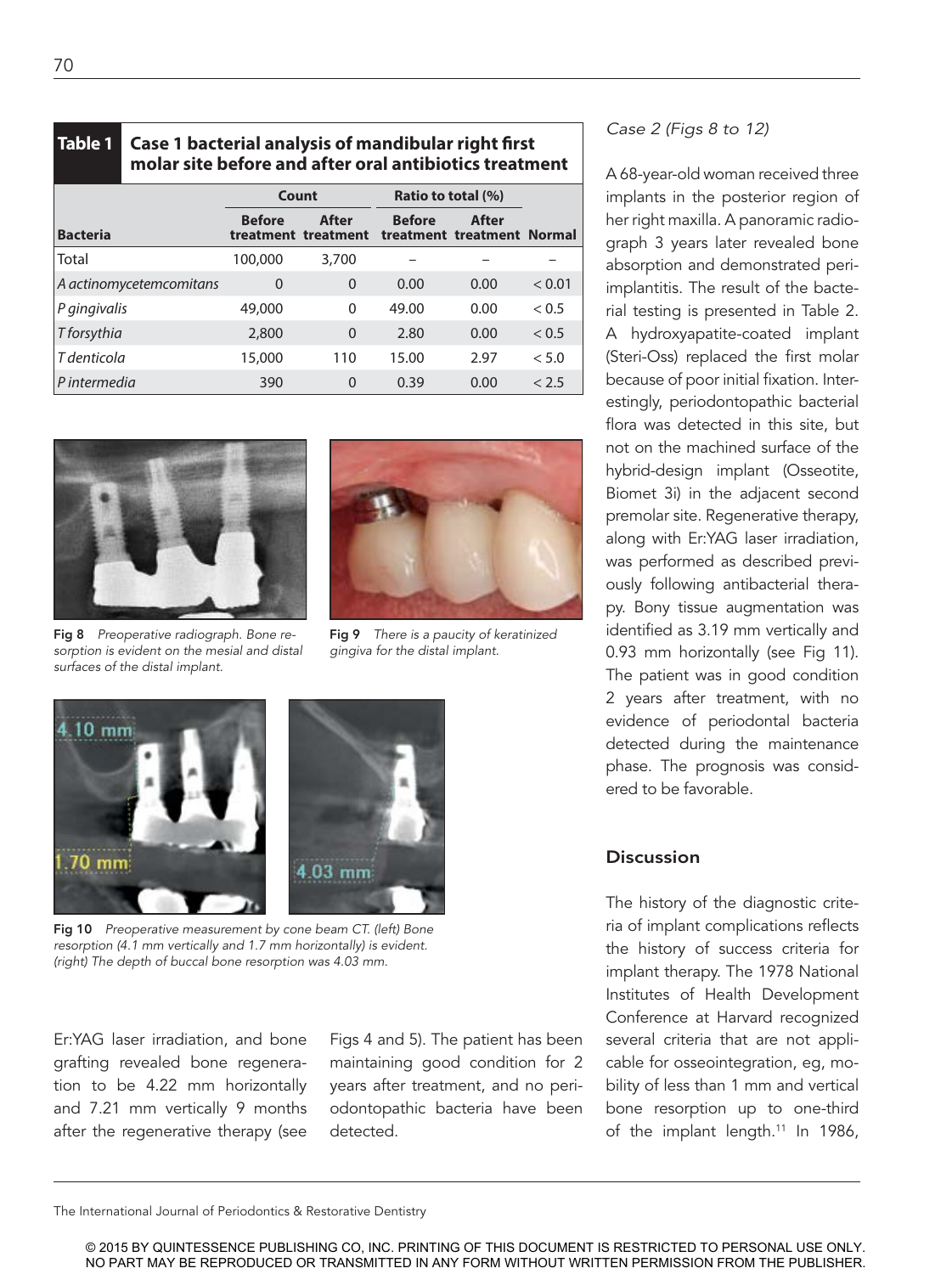**Table 1 Case 1 bacterial analysis of mandibular right first molar site before and after oral antibiotics treatment**

| | Count | | Ratio to total (%) | | |
|---|---|---|---|---|---|
| Bacteria | Before treatment | After treatment | Before treatment | After treatment | Normal |
| Total | 100,000 | 3,700 | – | – | – |
| *A actinomycetemcomitans* | 0 | 0 | 0.00 | 0.00 | < 0.01 |
| *P gingivalis* | 49,000 | 0 | 49.00 | 0.00 | < 0.5 |
| *T forsythia* | 2,800 | 0 | 2.80 | 0.00 | < 0.5 |
| *T denticola* | 15,000 | 110 | 15.00 | 2.97 | < 5.0 |
| *P intermedia* | 390 | 0 | 0.39 | 0.00 | < 2.5 |

**Fig 8** *Preoperative radiograph. Bone resorption is evident on the mesial and distal surfaces of the distal implant.*

**Fig 9** *There is a paucity of keratinized gingiva for the distal implant.*

**Fig 10** *Preoperative measurement by cone beam CT. (left) Bone resorption (4.1 mm vertically and 1.7 mm horizontally) is evident. (right) The depth of buccal bone resorption was 4.03 mm.*

Er:YAG laser irradiation, and bone grafting revealed bone regeneration to be 4.22 mm horizontally and 7.21 mm vertically 9 months after the regenerative therapy (see Figs 4 and 5). The patient has been maintaining good condition for 2 years after treatment, and no periodontopathic bacteria have been detected.

*Case 2 (Figs 8 to 12)*

A 68-year-old woman received three implants in the posterior region of her right maxilla. A panoramic radiograph 3 years later revealed bone absorption and demonstrated peri-implantitis. The result of the bacterial testing is presented in Table 2. A hydroxyapatite-coated implant (Steri-Oss) replaced the first molar because of poor initial fixation. Interestingly, periodontopathic bacterial flora was detected in this site, but not on the machined surface of the hybrid-design implant (Osseotite, Biomet 3i) in the adjacent second premolar site. Regenerative therapy, along with Er:YAG laser irradiation, was performed as described previously following antibacterial therapy. Bony tissue augmentation was identified as 3.19 mm vertically and 0.93 mm horizontally (see Fig 11). The patient was in good condition 2 years after treatment, with no evidence of periodontal bacteria detected during the maintenance phase. The prognosis was considered to be favorable.

## Discussion

The history of the diagnostic criteria of implant complications reflects the history of success criteria for implant therapy. The 1978 National Institutes of Health Development Conference at Harvard recognized several criteria that are not applicable for osseointegration, eg, mobility of less than 1 mm and vertical bone resorption up to one-third of the implant length.[11] In 1986,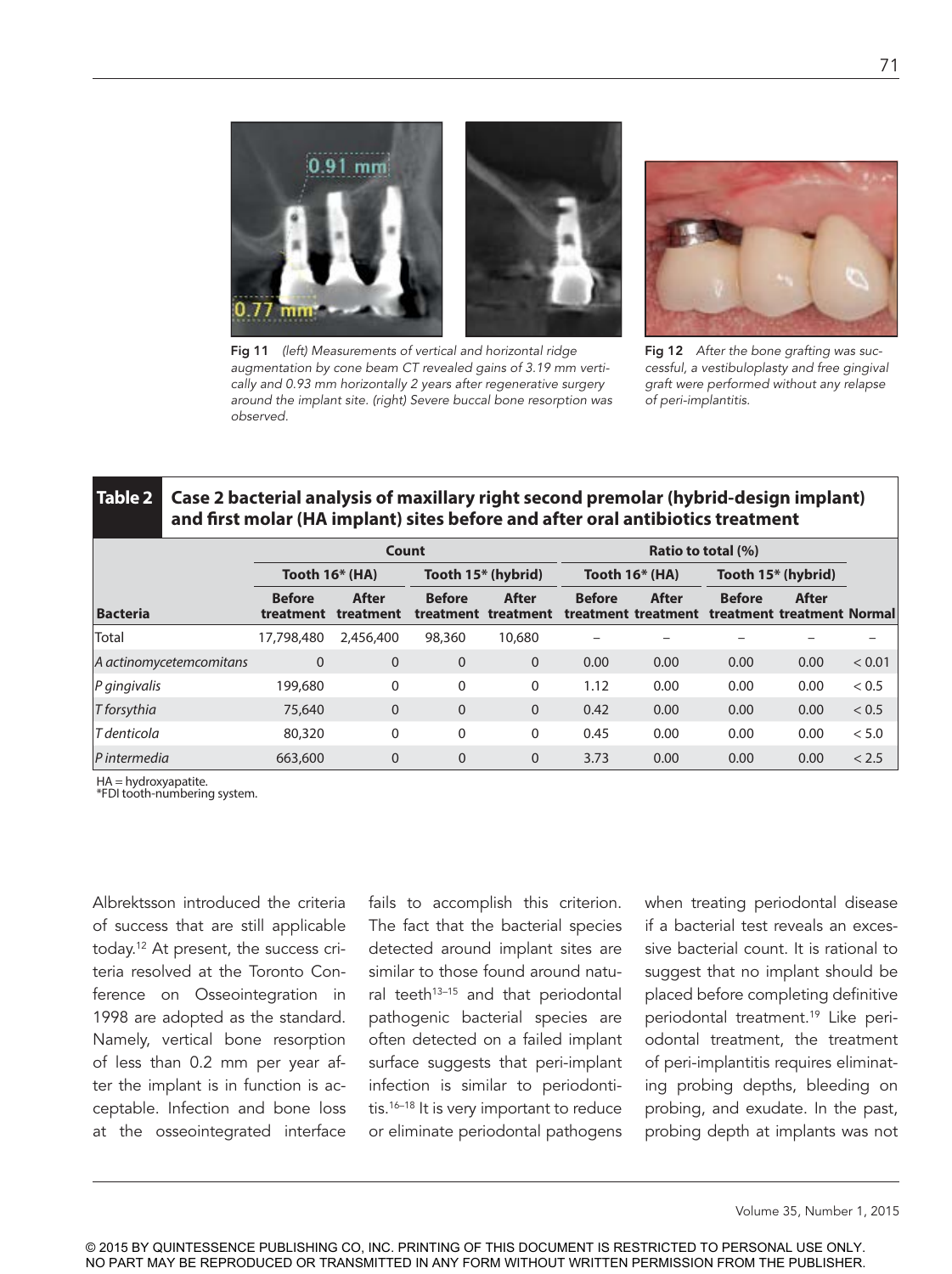Fig 11 *(left) Measurements of vertical and horizontal ridge augmentation by cone beam CT revealed gains of 3.19 mm vertically and 0.93 mm horizontally 2 years after regenerative surgery around the implant site. (right) Severe buccal bone resorption was observed.*

Fig 12 *After the bone grafting was successful, a vestibuloplasty and free gingival graft were performed without any relapse of peri-implantitis.*

**Table 2 Case 2 bacterial analysis of maxillary right second premolar (hybrid-design implant) and first molar (HA implant) sites before and after oral antibiotics treatment**

| | Count | | | | Ratio to total (%) | | | | |
|---|---|---|---|---|---|---|---|---|---|
| | Tooth 16* (HA) | | Tooth 15* (hybrid) | | Tooth 16* (HA) | | Tooth 15* (hybrid) | | |
| Bacteria | Before treatment | After treatment | Before treatment | After treatment | Before treatment | After treatment | Before treatment | After treatment | Normal |
| Total | 17,798,480 | 2,456,400 | 98,360 | 10,680 | – | – | – | – | – |
| *A actinomycetemcomitans* | 0 | 0 | 0 | 0 | 0.00 | 0.00 | 0.00 | 0.00 | < 0.01 |
| *P gingivalis* | 199,680 | 0 | 0 | 0 | 1.12 | 0.00 | 0.00 | 0.00 | < 0.5 |
| *T forsythia* | 75,640 | 0 | 0 | 0 | 0.42 | 0.00 | 0.00 | 0.00 | < 0.5 |
| *T denticola* | 80,320 | 0 | 0 | 0 | 0.45 | 0.00 | 0.00 | 0.00 | < 5.0 |
| *P intermedia* | 663,600 | 0 | 0 | 0 | 3.73 | 0.00 | 0.00 | 0.00 | < 2.5 |

HA = hydroxyapatite.
*FDI tooth-numbering system.

Albrektsson introduced the criteria of success that are still applicable today.[12] At present, the success criteria resolved at the Toronto Conference on Osseointegration in 1998 are adopted as the standard. Namely, vertical bone resorption of less than 0.2 mm per year after the implant is in function is acceptable. Infection and bone loss at the osseointegrated interface fails to accomplish this criterion. The fact that the bacterial species detected around implant sites are similar to those found around natural teeth[13–15] and that periodontal pathogenic bacterial species are often detected on a failed implant surface suggests that peri-implant infection is similar to periodontitis.[16–18] It is very important to reduce or eliminate periodontal pathogens when treating periodontal disease if a bacterial test reveals an excessive bacterial count. It is rational to suggest that no implant should be placed before completing definitive periodontal treatment.[19] Like periodontal treatment, the treatment of peri-implantitis requires eliminating probing depths, bleeding on probing, and exudate. In the past, probing depth at implants was not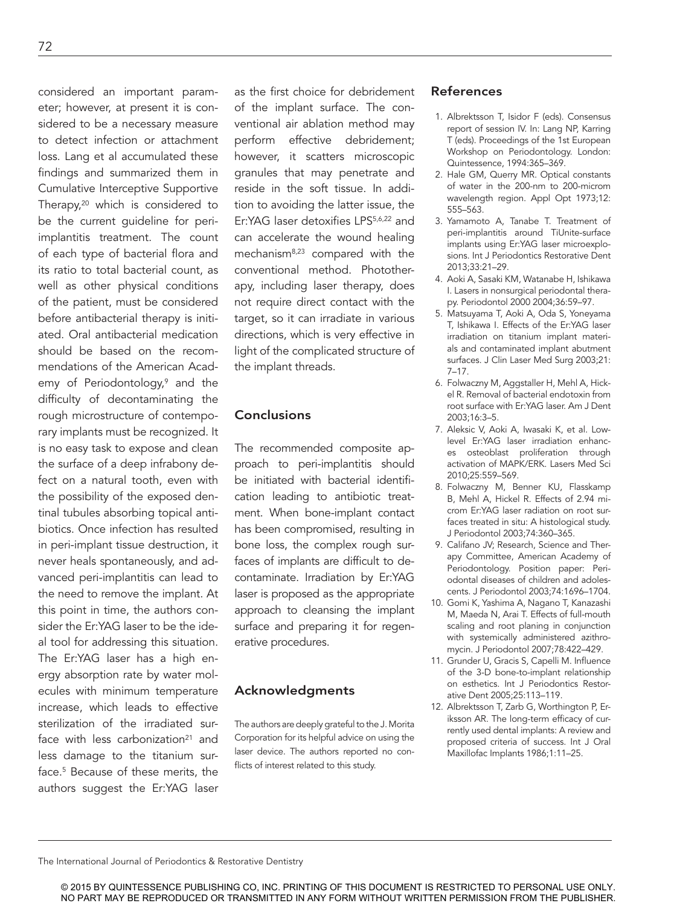considered an important parameter; however, at present it is considered to be a necessary measure to detect infection or attachment loss. Lang et al accumulated these findings and summarized them in Cumulative Interceptive Supportive Therapy,[20] which is considered to be the current guideline for peri-implantitis treatment. The count of each type of bacterial flora and its ratio to total bacterial count, as well as other physical conditions of the patient, must be considered before antibacterial therapy is initiated. Oral antibacterial medication should be based on the recommendations of the American Academy of Periodontology,[9] and the difficulty of decontaminating the rough microstructure of contemporary implants must be recognized. It is no easy task to expose and clean the surface of a deep infrabony defect on a natural tooth, even with the possibility of the exposed dentinal tubules absorbing topical antibiotics. Once infection has resulted in peri-implant tissue destruction, it never heals spontaneously, and advanced peri-implantitis can lead to the need to remove the implant. At this point in time, the authors consider the Er:YAG laser to be the ideal tool for addressing this situation. The Er:YAG laser has a high energy absorption rate by water molecules with minimum temperature increase, which leads to effective sterilization of the irradiated surface with less carbonization[21] and less damage to the titanium surface.[5] Because of these merits, the authors suggest the Er:YAG laser as the first choice for debridement of the implant surface. The conventional air ablation method may perform effective debridement; however, it scatters microscopic granules that may penetrate and reside in the soft tissue. In addition to avoiding the latter issue, the Er:YAG laser detoxifies LPS[5,6,22] and can accelerate the wound healing mechanism[8,23] compared with the conventional method. Phototherapy, including laser therapy, does not require direct contact with the target, so it can irradiate in various directions, which is very effective in light of the complicated structure of the implant threads.

## Conclusions

The recommended composite approach to peri-implantitis should be initiated with bacterial identification leading to antibiotic treatment. When bone-implant contact has been compromised, resulting in bone loss, the complex rough surfaces of implants are difficult to decontaminate. Irradiation by Er:YAG laser is proposed as the appropriate approach to cleansing the implant surface and preparing it for regenerative procedures.

## Acknowledgments

The authors are deeply grateful to the J. Morita Corporation for its helpful advice on using the laser device. The authors reported no conflicts of interest related to this study.

## References

1. Albrektsson T, Isidor F (eds). Consensus report of session IV. In: Lang NP, Karring T (eds). Proceedings of the 1st European Workshop on Periodontology. London: Quintessence, 1994:365–369.
2. Hale GM, Querry MR. Optical constants of water in the 200-nm to 200-microm wavelength region. Appl Opt 1973;12: 555–563.
3. Yamamoto A, Tanabe T. Treatment of peri-implantitis around TiUnite-surface implants using Er:YAG laser microexplosions. Int J Periodontics Restorative Dent 2013;33:21–29.
4. Aoki A, Sasaki KM, Watanabe H, Ishikawa I. Lasers in nonsurgical periodontal therapy. Periodontol 2000 2004;36:59–97.
5. Matsuyama T, Aoki A, Oda S, Yoneyama T, Ishikawa I. Effects of the Er:YAG laser irradiation on titanium implant materials and contaminated implant abutment surfaces. J Clin Laser Med Surg 2003;21: 7–17.
6. Folwaczny M, Aggstaller H, Mehl A, Hickel R. Removal of bacterial endotoxin from root surface with Er:YAG laser. Am J Dent 2003;16:3–5.
7. Aleksic V, Aoki A, Iwasaki K, et al. Low-level Er:YAG laser irradiation enhances osteoblast proliferation through activation of MAPK/ERK. Lasers Med Sci 2010;25:559–569.
8. Folwaczny M, Benner KU, Flasskamp B, Mehl A, Hickel R. Effects of 2.94 micrometer Er:YAG laser radiation on root surfaces treated in situ: A histological study. J Periodontol 2003;74:360–365.
9. Califano JV; Research, Science and Therapy Committee, American Academy of Periodontology. Position paper: Periodontal diseases of children and adolescents. J Periodontol 2003;74:1696–1704.
10. Gomi K, Yashima A, Nagano T, Kanazashi M, Maeda N, Arai T. Effects of full-mouth scaling and root planing in conjunction with systemically administered azithromycin. J Periodontol 2007;78:422–429.
11. Grunder U, Gracis S, Capelli M. Influence of the 3-D bone-to-implant relationship on esthetics. Int J Periodontics Restorative Dent 2005;25:113–119.
12. Albrektsson T, Zarb G, Worthington P, Eriksson AR. The long-term efficacy of currently used dental implants: A review and proposed criteria of success. Int J Oral Maxillofac Implants 1986;1:11–25.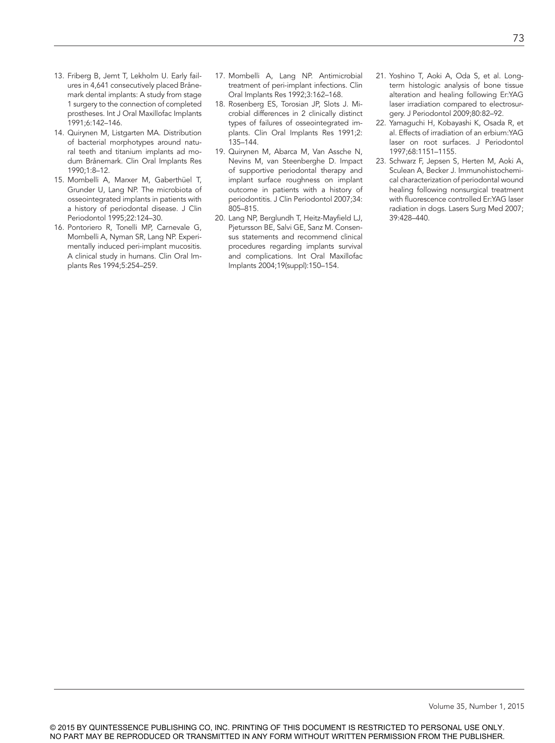13. Friberg B, Jemt T, Lekholm U. Early failures in 4,641 consecutively placed Brånemark dental implants: A study from stage 1 surgery to the connection of completed prostheses. Int J Oral Maxillofac Implants 1991;6:142–146.
14. Quirynen M, Listgarten MA. Distribution of bacterial morphotypes around natural teeth and titanium implants ad modum Brånemark. Clin Oral Implants Res 1990;1:8–12.
15. Mombelli A, Marxer M, Gaberthüel T, Grunder U, Lang NP. The microbiota of osseointegrated implants in patients with a history of periodontal disease. J Clin Periodontol 1995;22:124–30.
16. Pontoriero R, Tonelli MP, Carnevale G, Mombelli A, Nyman SR, Lang NP. Experimentally induced peri-implant mucositis. A clinical study in humans. Clin Oral Implants Res 1994;5:254–259.
17. Mombelli A, Lang NP. Antimicrobial treatment of peri-implant infections. Clin Oral Implants Res 1992;3:162–168.
18. Rosenberg ES, Torosian JP, Slots J. Microbial differences in 2 clinically distinct types of failures of osseointegrated implants. Clin Oral Implants Res 1991;2: 135–144.
19. Quirynen M, Abarca M, Van Assche N, Nevins M, van Steenberghe D. Impact of supportive periodontal therapy and implant surface roughness on implant outcome in patients with a history of periodontitis. J Clin Periodontol 2007;34: 805–815.
20. Lang NP, Berglundh T, Heitz-Mayfield LJ, Pjetursson BE, Salvi GE, Sanz M. Consensus statements and recommend clinical procedures regarding implants survival and complications. Int Oral Maxillofac Implants 2004;19(suppl):150–154.
21. Yoshino T, Aoki A, Oda S, et al. Long-term histologic analysis of bone tissue alteration and healing following Er:YAG laser irradiation compared to electrosurgery. J Periodontol 2009;80:82–92.
22. Yamaguchi H, Kobayashi K, Osada R, et al. Effects of irradiation of an erbium:YAG laser on root surfaces. J Periodontol 1997;68:1151–1155.
23. Schwarz F, Jepsen S, Herten M, Aoki A, Sculean A, Becker J. Immunohistochemical characterization of periodontal wound healing following nonsurgical treatment with fluorescence controlled Er:YAG laser radiation in dogs. Lasers Surg Med 2007; 39:428–440.

© 2015 BY QUINTESSENCE PUBLISHING CO, INC. PRINTING OF THIS DOCUMENT IS RESTRICTED TO PERSONAL USE ONLY. NO PART MAY BE REPRODUCED OR TRANSMITTED IN ANY FORM WITHOUT WRITTEN PERMISSION FROM THE PUBLISHER.